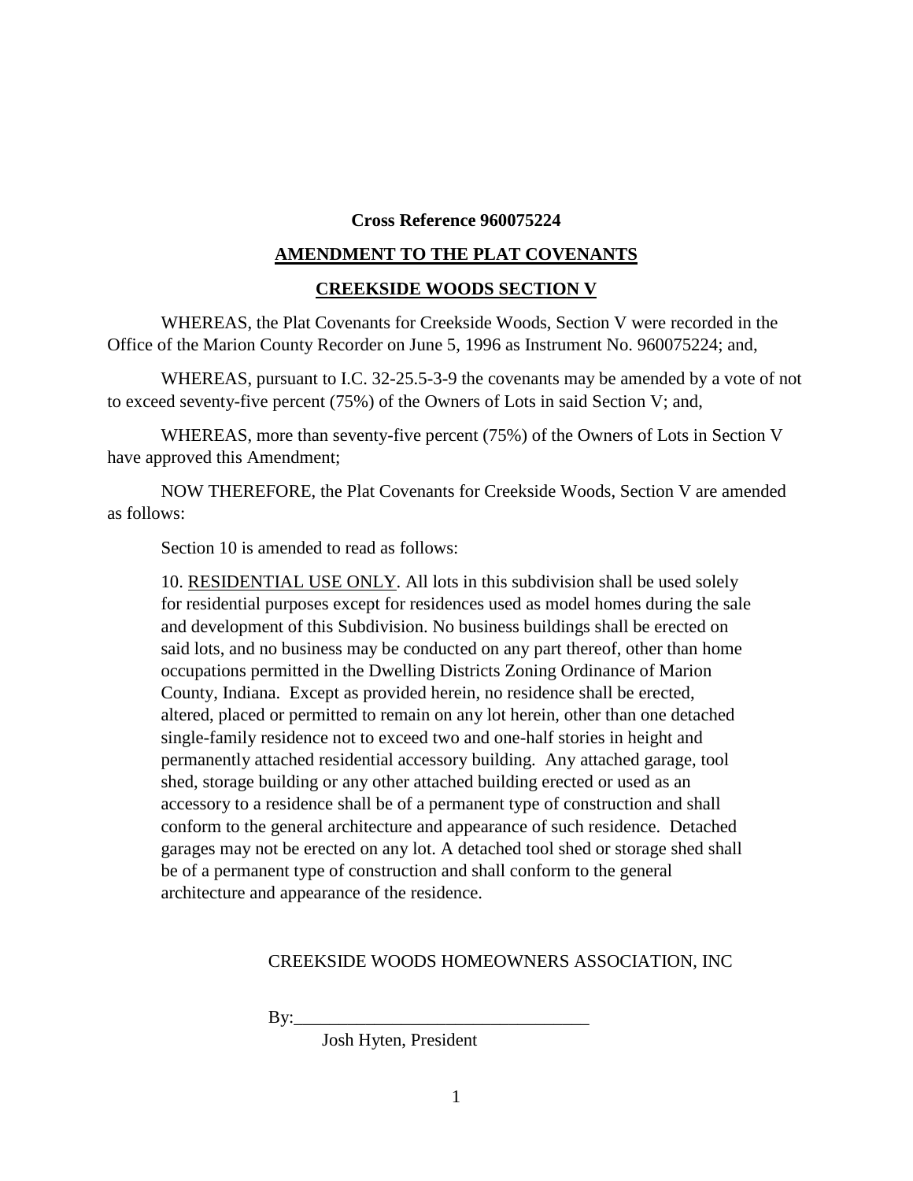**Cross Reference 960075224**

## AMENDMENT TO THE PLAT COVENANTS

## CREEKSIDE WOODS SECTION V

WHEREAS, the Plat Covenants for Creekside Woods, Section V were recorded in the Office of the Marion County Recorder on June 5, 1996 as Instrument No. 960075224; and,

WHEREAS, pursuant to I.C. 32-25.5-3-9 the covenants may be amended by a vote of not to exceed seventy-five percent (75%) of the Owners of Lots in said Section V; and,

WHEREAS, more than seventy-five percent (75%) of the Owners of Lots in Section V have approved this Amendment;

NOW THEREFORE, the Plat Covenants for Creekside Woods, Section V are amended as follows:

Section 10 is amended to read as follows:

> 10. RESIDENTIAL USE ONLY. All lots in this subdivision shall be used solely for residential purposes except for residences used as model homes during the sale and development of this Subdivision. No business buildings shall be erected on said lots, and no business may be conducted on any part thereof, other than home occupations permitted in the Dwelling Districts Zoning Ordinance of Marion County, Indiana. Except as provided herein, no residence shall be erected, altered, placed or permitted to remain on any lot herein, other than one detached single-family residence not to exceed two and one-half stories in height and permanently attached residential accessory building. Any attached garage, tool shed, storage building or any other attached building erected or used as an accessory to a residence shall be of a permanent type of construction and shall conform to the general architecture and appearance of such residence. Detached garages may not be erected on any lot. A detached tool shed or storage shed shall be of a permanent type of construction and shall conform to the general architecture and appearance of the residence.

CREEKSIDE WOODS HOMEOWNERS ASSOCIATION, INC

By:_________________________________

Josh Hyten, President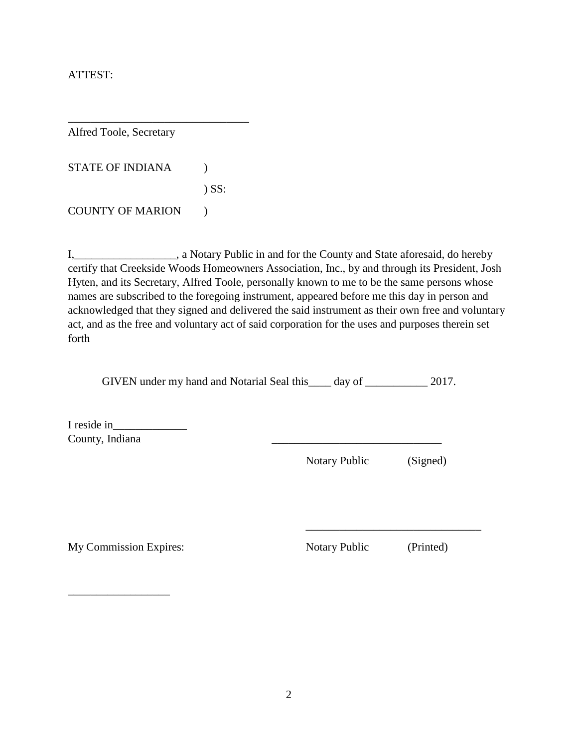ATTEST:

________________________________
Alfred Toole, Secretary

STATE OF INDIANA )
) SS:
COUNTY OF MARION )

I,__________________, a Notary Public in and for the County and State aforesaid, do hereby certify that Creekside Woods Homeowners Association, Inc., by and through its President, Josh Hyten, and its Secretary, Alfred Toole, personally known to me to be the same persons whose names are subscribed to the foregoing instrument, appeared before me this day in person and acknowledged that they signed and delivered the said instrument as their own free and voluntary act, and as the free and voluntary act of said corporation for the uses and purposes therein set forth

GIVEN under my hand and Notarial Seal this____ day of ___________ 2017.

I reside in_____________
County, Indiana

______________________________
Notary Public (Signed)

______________________________
Notary Public (Printed)

My Commission Expires:

__________________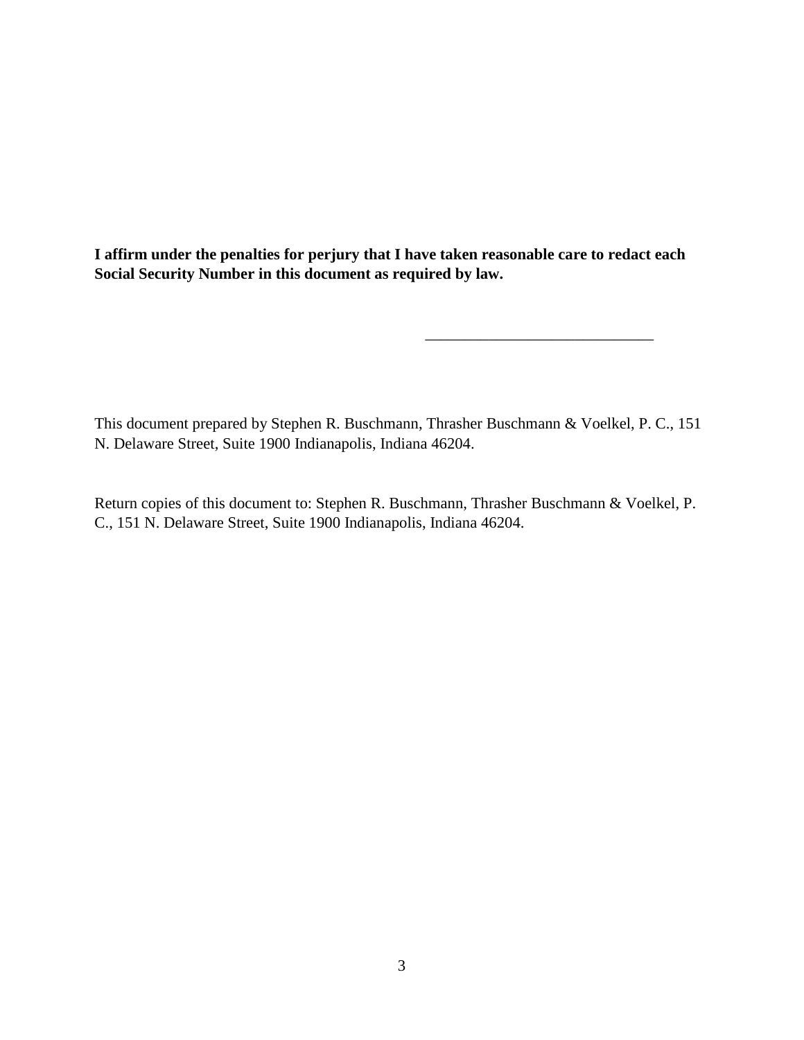**I affirm under the penalties for perjury that I have taken reasonable care to redact each Social Security Number in this document as required by law.**

\_\_\_\_\_\_\_\_\_\_\_\_\_\_\_\_\_\_\_\_\_\_\_\_\_\_\_\_\_\_

This document prepared by Stephen R. Buschmann, Thrasher Buschmann & Voelkel, P. C., 151 N. Delaware Street, Suite 1900 Indianapolis, Indiana 46204.

Return copies of this document to: Stephen R. Buschmann, Thrasher Buschmann & Voelkel, P. C., 151 N. Delaware Street, Suite 1900 Indianapolis, Indiana 46204.